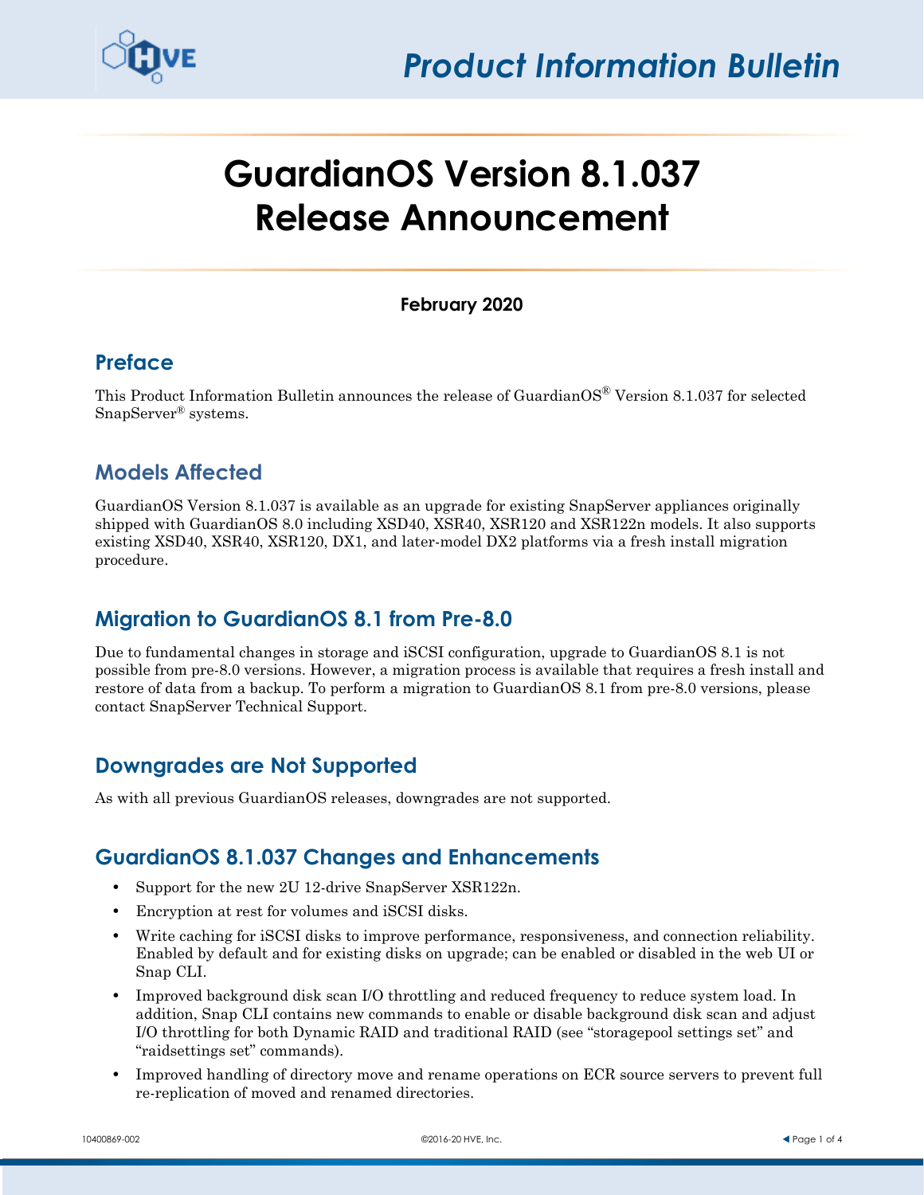Product Information Bulletin

# GuardianOS Version 8.1.037 Release Announcement

**February 2020**

## Preface

This Product Information Bulletin announces the release of GuardianOS® Version 8.1.037 for selected SnapServer® systems.

## Models Affected

GuardianOS Version 8.1.037 is available as an upgrade for existing SnapServer appliances originally shipped with GuardianOS 8.0 including XSD40, XSR40, XSR120 and XSR122n models. It also supports existing XSD40, XSR40, XSR120, DX1, and later-model DX2 platforms via a fresh install migration procedure.

## Migration to GuardianOS 8.1 from Pre-8.0

Due to fundamental changes in storage and iSCSI configuration, upgrade to GuardianOS 8.1 is not possible from pre-8.0 versions. However, a migration process is available that requires a fresh install and restore of data from a backup. To perform a migration to GuardianOS 8.1 from pre-8.0 versions, please contact SnapServer Technical Support.

## Downgrades are Not Supported

As with all previous GuardianOS releases, downgrades are not supported.

## GuardianOS 8.1.037 Changes and Enhancements

- Support for the new 2U 12-drive SnapServer XSR122n.
- Encryption at rest for volumes and iSCSI disks.
- Write caching for iSCSI disks to improve performance, responsiveness, and connection reliability. Enabled by default and for existing disks on upgrade; can be enabled or disabled in the web UI or Snap CLI.
- Improved background disk scan I/O throttling and reduced frequency to reduce system load. In addition, Snap CLI contains new commands to enable or disable background disk scan and adjust I/O throttling for both Dynamic RAID and traditional RAID (see “storagepool settings set” and “raidsettings set” commands).
- Improved handling of directory move and rename operations on ECR source servers to prevent full re-replication of moved and renamed directories.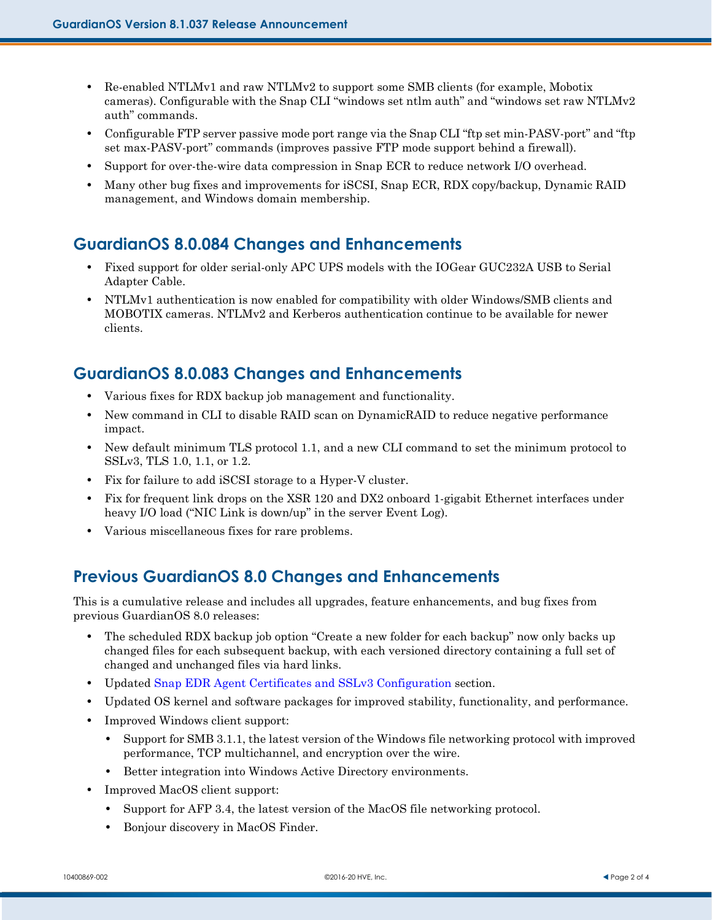- Re-enabled NTLMv1 and raw NTLMv2 to support some SMB clients (for example, Mobotix cameras). Configurable with the Snap CLI “windows set ntlm auth” and “windows set raw NTLMv2 auth” commands.
- Configurable FTP server passive mode port range via the Snap CLI “ftp set min-PASV-port” and “ftp set max-PASV-port” commands (improves passive FTP mode support behind a firewall).
- Support for over-the-wire data compression in Snap ECR to reduce network I/O overhead.
- Many other bug fixes and improvements for iSCSI, Snap ECR, RDX copy/backup, Dynamic RAID management, and Windows domain membership.

## GuardianOS 8.0.084 Changes and Enhancements

- Fixed support for older serial-only APC UPS models with the IOGear GUC232A USB to Serial Adapter Cable.
- NTLMv1 authentication is now enabled for compatibility with older Windows/SMB clients and MOBOTIX cameras. NTLMv2 and Kerberos authentication continue to be available for newer clients.

## GuardianOS 8.0.083 Changes and Enhancements

- Various fixes for RDX backup job management and functionality.
- New command in CLI to disable RAID scan on DynamicRAID to reduce negative performance impact.
- New default minimum TLS protocol 1.1, and a new CLI command to set the minimum protocol to SSLv3, TLS 1.0, 1.1, or 1.2.
- Fix for failure to add iSCSI storage to a Hyper-V cluster.
- Fix for frequent link drops on the XSR 120 and DX2 onboard 1-gigabit Ethernet interfaces under heavy I/O load (“NIC Link is down/up” in the server Event Log).
- Various miscellaneous fixes for rare problems.

## Previous GuardianOS 8.0 Changes and Enhancements

This is a cumulative release and includes all upgrades, feature enhancements, and bug fixes from previous GuardianOS 8.0 releases:

- The scheduled RDX backup job option “Create a new folder for each backup” now only backs up changed files for each subsequent backup, with each versioned directory containing a full set of changed and unchanged files via hard links.
- Updated Snap EDR Agent Certificates and SSLv3 Configuration section.
- Updated OS kernel and software packages for improved stability, functionality, and performance.
- Improved Windows client support:
  - Support for SMB 3.1.1, the latest version of the Windows file networking protocol with improved performance, TCP multichannel, and encryption over the wire.
  - Better integration into Windows Active Directory environments.
- Improved MacOS client support:
  - Support for AFP 3.4, the latest version of the MacOS file networking protocol.
  - Bonjour discovery in MacOS Finder.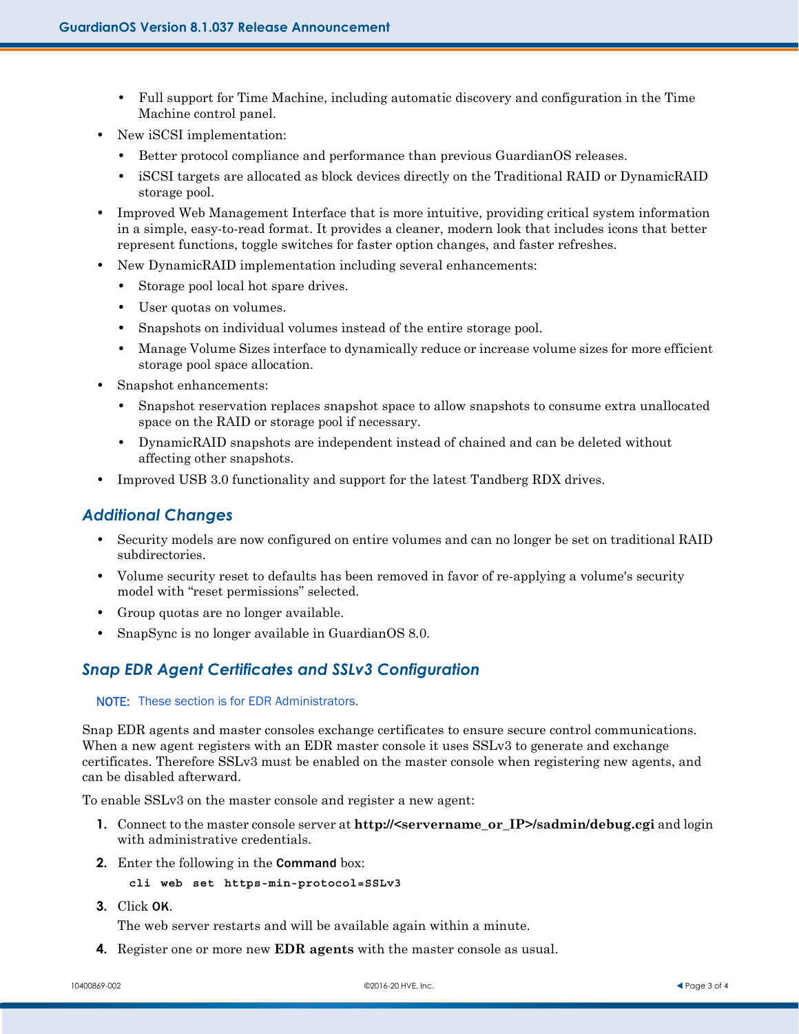- Full support for Time Machine, including automatic discovery and configuration in the Time Machine control panel.
- New iSCSI implementation:
  - Better protocol compliance and performance than previous GuardianOS releases.
  - iSCSI targets are allocated as block devices directly on the Traditional RAID or DynamicRAID storage pool.
- Improved Web Management Interface that is more intuitive, providing critical system information in a simple, easy-to-read format. It provides a cleaner, modern look that includes icons that better represent functions, toggle switches for faster option changes, and faster refreshes.
- New DynamicRAID implementation including several enhancements:
  - Storage pool local hot spare drives.
  - User quotas on volumes.
  - Snapshots on individual volumes instead of the entire storage pool.
  - Manage Volume Sizes interface to dynamically reduce or increase volume sizes for more efficient storage pool space allocation.
- Snapshot enhancements:
  - Snapshot reservation replaces snapshot space to allow snapshots to consume extra unallocated space on the RAID or storage pool if necessary.
  - DynamicRAID snapshots are independent instead of chained and can be deleted without affecting other snapshots.
- Improved USB 3.0 functionality and support for the latest Tandberg RDX drives.

## *Additional Changes*

- Security models are now configured on entire volumes and can no longer be set on traditional RAID subdirectories.
- Volume security reset to defaults has been removed in favor of re-applying a volume's security model with "reset permissions" selected.
- Group quotas are no longer available.
- SnapSync is no longer available in GuardianOS 8.0.

## *Snap EDR Agent Certificates and SSLv3 Configuration*

**NOTE:** These section is for EDR Administrators.

Snap EDR agents and master consoles exchange certificates to ensure secure control communications. When a new agent registers with an EDR master console it uses SSLv3 to generate and exchange certificates. Therefore SSLv3 must be enabled on the master console when registering new agents, and can be disabled afterward.

To enable SSLv3 on the master console and register a new agent:

1. Connect to the master console server at **http://<servername_or_IP>/sadmin/debug.cgi** and login with administrative credentials.
2. Enter the following in the **Command** box:

   ```
   cli web set https-min-protocol=SSLv3
   ```

3. Click **OK**.

   The web server restarts and will be available again within a minute.

4. Register one or more new **EDR agents** with the master console as usual.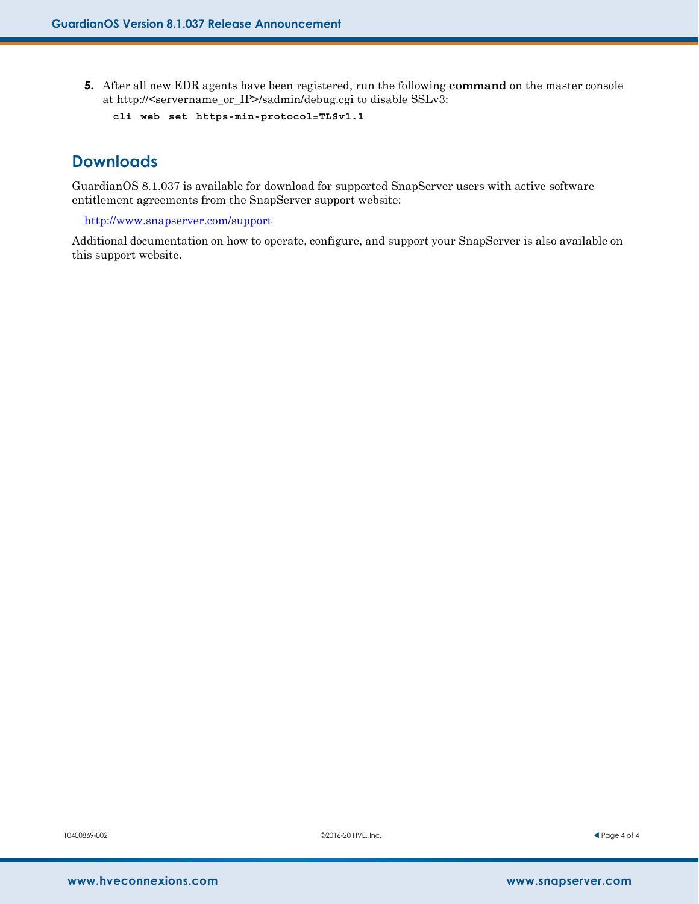5. After all new EDR agents have been registered, run the following **command** on the master console at http://<servername_or_IP>/sadmin/debug.cgi to disable SSLv3:

```
cli web set https-min-protocol=TLSv1.1
```

## Downloads

GuardianOS 8.1.037 is available for download for supported SnapServer users with active software entitlement agreements from the SnapServer support website:

http://www.snapserver.com/support

Additional documentation on how to operate, configure, and support your SnapServer is also available on this support website.